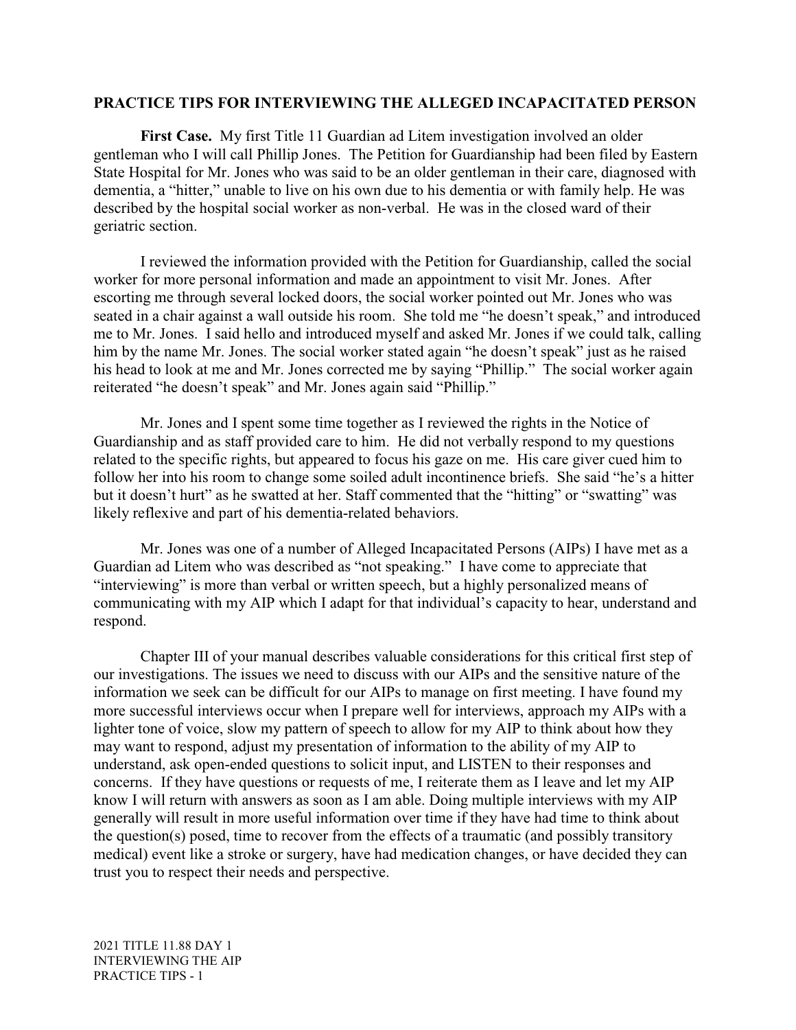## PRACTICE TIPS FOR INTERVIEWING THE ALLEGED INCAPACITATED PERSON

**First Case.** My first Title 11 Guardian ad Litem investigation involved an older gentleman who I will call Phillip Jones. The Petition for Guardianship had been filed by Eastern State Hospital for Mr. Jones who was said to be an older gentleman in their care, diagnosed with dementia, a "hitter," unable to live on his own due to his dementia or with family help. He was described by the hospital social worker as non-verbal. He was in the closed ward of their geriatric section.

I reviewed the information provided with the Petition for Guardianship, called the social worker for more personal information and made an appointment to visit Mr. Jones. After escorting me through several locked doors, the social worker pointed out Mr. Jones who was seated in a chair against a wall outside his room. She told me "he doesn't speak," and introduced me to Mr. Jones. I said hello and introduced myself and asked Mr. Jones if we could talk, calling him by the name Mr. Jones. The social worker stated again "he doesn't speak" just as he raised his head to look at me and Mr. Jones corrected me by saying "Phillip." The social worker again reiterated "he doesn't speak" and Mr. Jones again said "Phillip."

Mr. Jones and I spent some time together as I reviewed the rights in the Notice of Guardianship and as staff provided care to him. He did not verbally respond to my questions related to the specific rights, but appeared to focus his gaze on me. His care giver cued him to follow her into his room to change some soiled adult incontinence briefs. She said "he's a hitter but it doesn't hurt" as he swatted at her. Staff commented that the "hitting" or "swatting" was likely reflexive and part of his dementia-related behaviors.

Mr. Jones was one of a number of Alleged Incapacitated Persons (AIPs) I have met as a Guardian ad Litem who was described as "not speaking." I have come to appreciate that "interviewing" is more than verbal or written speech, but a highly personalized means of communicating with my AIP which I adapt for that individual's capacity to hear, understand and respond.

Chapter III of your manual describes valuable considerations for this critical first step of our investigations. The issues we need to discuss with our AIPs and the sensitive nature of the information we seek can be difficult for our AIPs to manage on first meeting. I have found my more successful interviews occur when I prepare well for interviews, approach my AIPs with a lighter tone of voice, slow my pattern of speech to allow for my AIP to think about how they may want to respond, adjust my presentation of information to the ability of my AIP to understand, ask open-ended questions to solicit input, and LISTEN to their responses and concerns. If they have questions or requests of me, I reiterate them as I leave and let my AIP know I will return with answers as soon as I am able. Doing multiple interviews with my AIP generally will result in more useful information over time if they have had time to think about the question(s) posed, time to recover from the effects of a traumatic (and possibly transitory medical) event like a stroke or surgery, have had medication changes, or have decided they can trust you to respect their needs and perspective.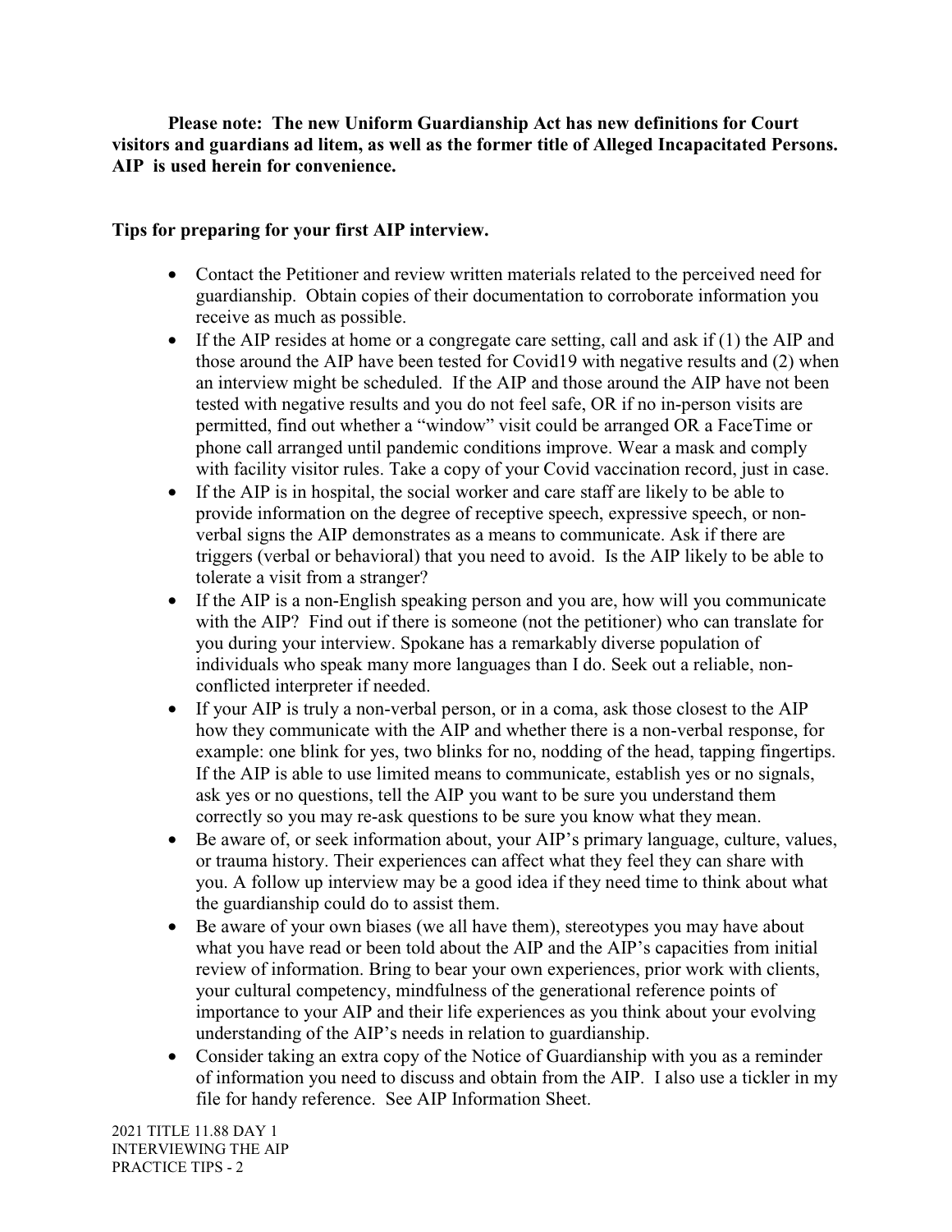**Please note: The new Uniform Guardianship Act has new definitions for Court visitors and guardians ad litem, as well as the former title of Alleged Incapacitated Persons. AIP is used herein for convenience.**

**Tips for preparing for your first AIP interview.**

- Contact the Petitioner and review written materials related to the perceived need for guardianship. Obtain copies of their documentation to corroborate information you receive as much as possible.
- If the AIP resides at home or a congregate care setting, call and ask if (1) the AIP and those around the AIP have been tested for Covid19 with negative results and (2) when an interview might be scheduled. If the AIP and those around the AIP have not been tested with negative results and you do not feel safe, OR if no in-person visits are permitted, find out whether a "window" visit could be arranged OR a FaceTime or phone call arranged until pandemic conditions improve. Wear a mask and comply with facility visitor rules. Take a copy of your Covid vaccination record, just in case.
- If the AIP is in hospital, the social worker and care staff are likely to be able to provide information on the degree of receptive speech, expressive speech, or non-verbal signs the AIP demonstrates as a means to communicate. Ask if there are triggers (verbal or behavioral) that you need to avoid. Is the AIP likely to be able to tolerate a visit from a stranger?
- If the AIP is a non-English speaking person and you are, how will you communicate with the AIP? Find out if there is someone (not the petitioner) who can translate for you during your interview. Spokane has a remarkably diverse population of individuals who speak many more languages than I do. Seek out a reliable, non-conflicted interpreter if needed.
- If your AIP is truly a non-verbal person, or in a coma, ask those closest to the AIP how they communicate with the AIP and whether there is a non-verbal response, for example: one blink for yes, two blinks for no, nodding of the head, tapping fingertips. If the AIP is able to use limited means to communicate, establish yes or no signals, ask yes or no questions, tell the AIP you want to be sure you understand them correctly so you may re-ask questions to be sure you know what they mean.
- Be aware of, or seek information about, your AIP's primary language, culture, values, or trauma history. Their experiences can affect what they feel they can share with you. A follow up interview may be a good idea if they need time to think about what the guardianship could do to assist them.
- Be aware of your own biases (we all have them), stereotypes you may have about what you have read or been told about the AIP and the AIP's capacities from initial review of information. Bring to bear your own experiences, prior work with clients, your cultural competency, mindfulness of the generational reference points of importance to your AIP and their life experiences as you think about your evolving understanding of the AIP's needs in relation to guardianship.
- Consider taking an extra copy of the Notice of Guardianship with you as a reminder of information you need to discuss and obtain from the AIP. I also use a tickler in my file for handy reference. See AIP Information Sheet.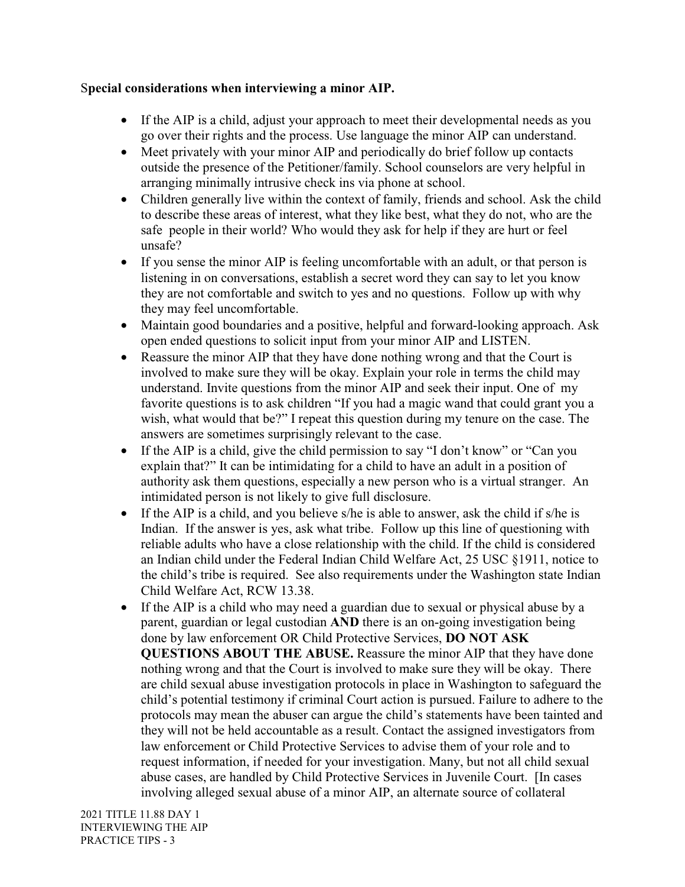**Special considerations when interviewing a minor AIP.**

- If the AIP is a child, adjust your approach to meet their developmental needs as you go over their rights and the process. Use language the minor AIP can understand.
- Meet privately with your minor AIP and periodically do brief follow up contacts outside the presence of the Petitioner/family. School counselors are very helpful in arranging minimally intrusive check ins via phone at school.
- Children generally live within the context of family, friends and school. Ask the child to describe these areas of interest, what they like best, what they do not, who are the safe people in their world? Who would they ask for help if they are hurt or feel unsafe?
- If you sense the minor AIP is feeling uncomfortable with an adult, or that person is listening in on conversations, establish a secret word they can say to let you know they are not comfortable and switch to yes and no questions. Follow up with why they may feel uncomfortable.
- Maintain good boundaries and a positive, helpful and forward-looking approach. Ask open ended questions to solicit input from your minor AIP and LISTEN.
- Reassure the minor AIP that they have done nothing wrong and that the Court is involved to make sure they will be okay. Explain your role in terms the child may understand. Invite questions from the minor AIP and seek their input. One of my favorite questions is to ask children "If you had a magic wand that could grant you a wish, what would that be?" I repeat this question during my tenure on the case. The answers are sometimes surprisingly relevant to the case.
- If the AIP is a child, give the child permission to say "I don't know" or "Can you explain that?" It can be intimidating for a child to have an adult in a position of authority ask them questions, especially a new person who is a virtual stranger. An intimidated person is not likely to give full disclosure.
- If the AIP is a child, and you believe s/he is able to answer, ask the child if s/he is Indian. If the answer is yes, ask what tribe. Follow up this line of questioning with reliable adults who have a close relationship with the child. If the child is considered an Indian child under the Federal Indian Child Welfare Act, 25 USC §1911, notice to the child's tribe is required. See also requirements under the Washington state Indian Child Welfare Act, RCW 13.38.
- If the AIP is a child who may need a guardian due to sexual or physical abuse by a parent, guardian or legal custodian **AND** there is an on-going investigation being done by law enforcement OR Child Protective Services, **DO NOT ASK QUESTIONS ABOUT THE ABUSE.** Reassure the minor AIP that they have done nothing wrong and that the Court is involved to make sure they will be okay. There are child sexual abuse investigation protocols in place in Washington to safeguard the child's potential testimony if criminal Court action is pursued. Failure to adhere to the protocols may mean the abuser can argue the child's statements have been tainted and they will not be held accountable as a result. Contact the assigned investigators from law enforcement or Child Protective Services to advise them of your role and to request information, if needed for your investigation. Many, but not all child sexual abuse cases, are handled by Child Protective Services in Juvenile Court. [In cases involving alleged sexual abuse of a minor AIP, an alternate source of collateral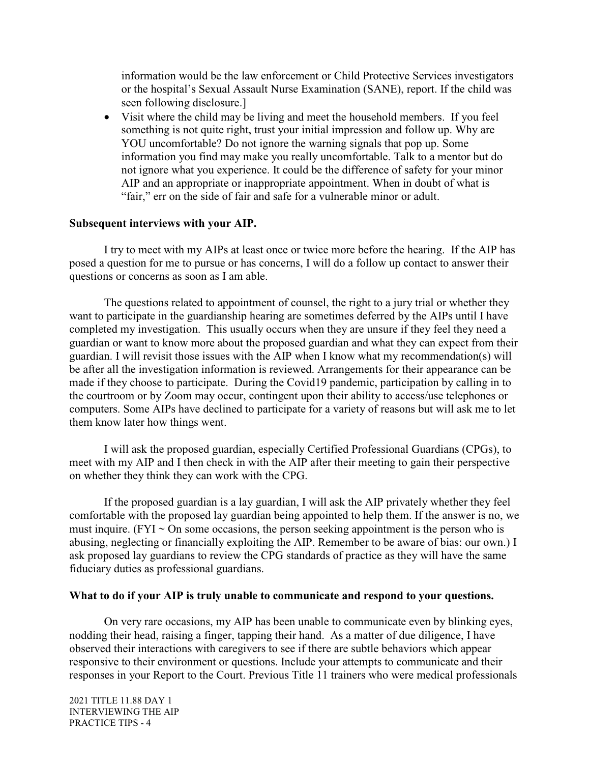information would be the law enforcement or Child Protective Services investigators or the hospital's Sexual Assault Nurse Examination (SANE), report. If the child was seen following disclosure.]

- Visit where the child may be living and meet the household members. If you feel something is not quite right, trust your initial impression and follow up. Why are YOU uncomfortable? Do not ignore the warning signals that pop up. Some information you find may make you really uncomfortable. Talk to a mentor but do not ignore what you experience. It could be the difference of safety for your minor AIP and an appropriate or inappropriate appointment. When in doubt of what is "fair," err on the side of fair and safe for a vulnerable minor or adult.

**Subsequent interviews with your AIP.**

I try to meet with my AIPs at least once or twice more before the hearing. If the AIP has posed a question for me to pursue or has concerns, I will do a follow up contact to answer their questions or concerns as soon as I am able.

The questions related to appointment of counsel, the right to a jury trial or whether they want to participate in the guardianship hearing are sometimes deferred by the AIPs until I have completed my investigation. This usually occurs when they are unsure if they feel they need a guardian or want to know more about the proposed guardian and what they can expect from their guardian. I will revisit those issues with the AIP when I know what my recommendation(s) will be after all the investigation information is reviewed. Arrangements for their appearance can be made if they choose to participate. During the Covid19 pandemic, participation by calling in to the courtroom or by Zoom may occur, contingent upon their ability to access/use telephones or computers. Some AIPs have declined to participate for a variety of reasons but will ask me to let them know later how things went.

I will ask the proposed guardian, especially Certified Professional Guardians (CPGs), to meet with my AIP and I then check in with the AIP after their meeting to gain their perspective on whether they think they can work with the CPG.

If the proposed guardian is a lay guardian, I will ask the AIP privately whether they feel comfortable with the proposed lay guardian being appointed to help them. If the answer is no, we must inquire. (FYI ~ On some occasions, the person seeking appointment is the person who is abusing, neglecting or financially exploiting the AIP. Remember to be aware of bias: our own.) I ask proposed lay guardians to review the CPG standards of practice as they will have the same fiduciary duties as professional guardians.

**What to do if your AIP is truly unable to communicate and respond to your questions.**

On very rare occasions, my AIP has been unable to communicate even by blinking eyes, nodding their head, raising a finger, tapping their hand. As a matter of due diligence, I have observed their interactions with caregivers to see if there are subtle behaviors which appear responsive to their environment or questions. Include your attempts to communicate and their responses in your Report to the Court. Previous Title 11 trainers who were medical professionals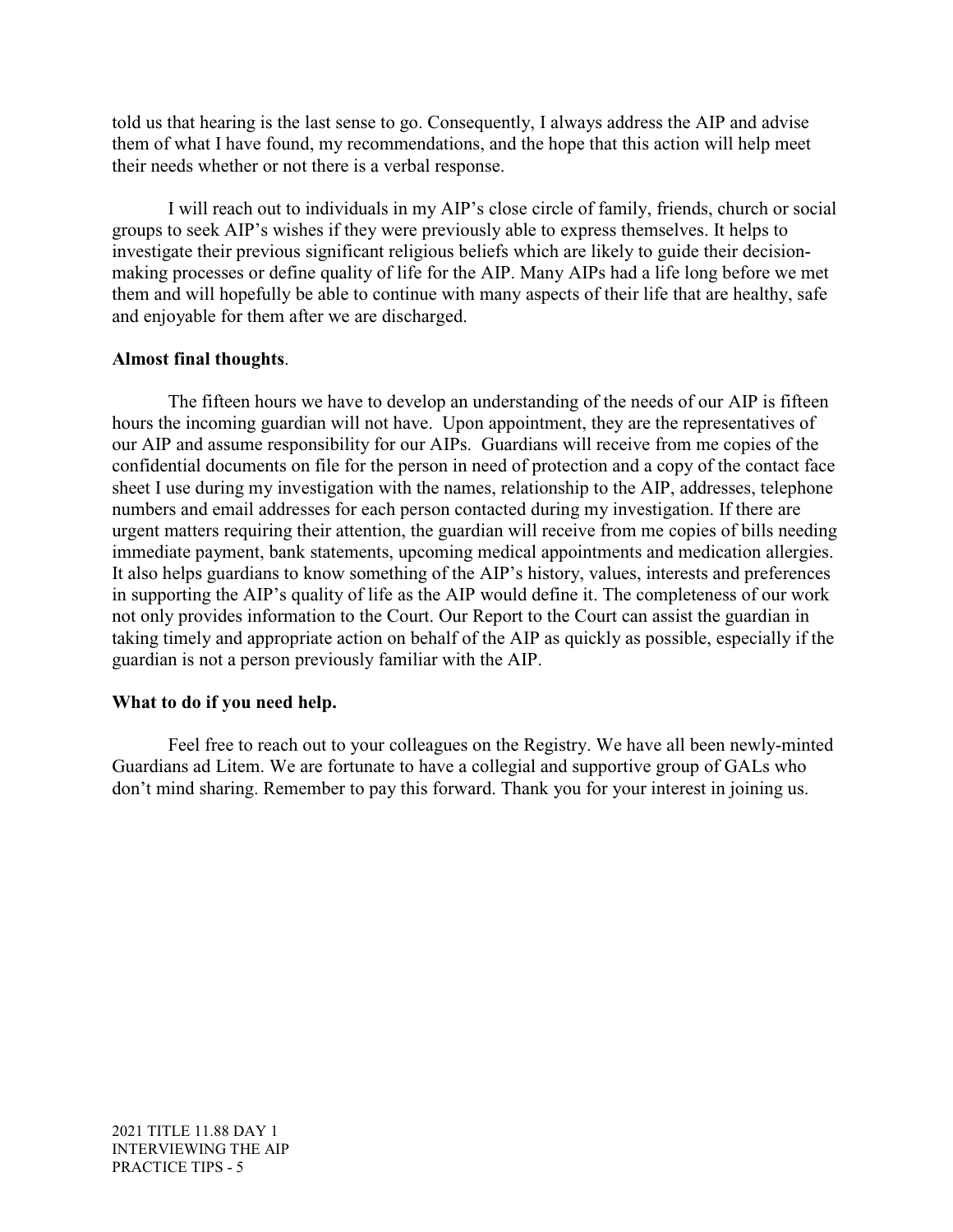told us that hearing is the last sense to go. Consequently, I always address the AIP and advise them of what I have found, my recommendations, and the hope that this action will help meet their needs whether or not there is a verbal response.

I will reach out to individuals in my AIP's close circle of family, friends, church or social groups to seek AIP's wishes if they were previously able to express themselves. It helps to investigate their previous significant religious beliefs which are likely to guide their decision-making processes or define quality of life for the AIP. Many AIPs had a life long before we met them and will hopefully be able to continue with many aspects of their life that are healthy, safe and enjoyable for them after we are discharged.

**Almost final thoughts**.

The fifteen hours we have to develop an understanding of the needs of our AIP is fifteen hours the incoming guardian will not have. Upon appointment, they are the representatives of our AIP and assume responsibility for our AIPs. Guardians will receive from me copies of the confidential documents on file for the person in need of protection and a copy of the contact face sheet I use during my investigation with the names, relationship to the AIP, addresses, telephone numbers and email addresses for each person contacted during my investigation. If there are urgent matters requiring their attention, the guardian will receive from me copies of bills needing immediate payment, bank statements, upcoming medical appointments and medication allergies. It also helps guardians to know something of the AIP's history, values, interests and preferences in supporting the AIP's quality of life as the AIP would define it. The completeness of our work not only provides information to the Court. Our Report to the Court can assist the guardian in taking timely and appropriate action on behalf of the AIP as quickly as possible, especially if the guardian is not a person previously familiar with the AIP.

**What to do if you need help.**

Feel free to reach out to your colleagues on the Registry. We have all been newly-minted Guardians ad Litem. We are fortunate to have a collegial and supportive group of GALs who don't mind sharing. Remember to pay this forward. Thank you for your interest in joining us.